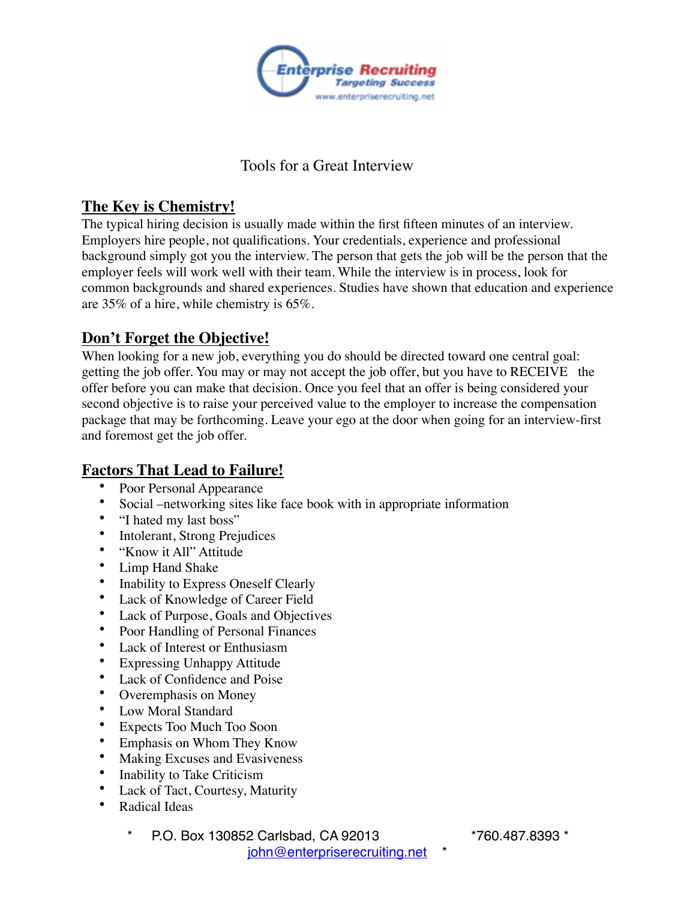Enterprise Recruiting
Targeting Success
www.enterpriserecruiting.net

# Tools for a Great Interview

## The Key is Chemistry!

The typical hiring decision is usually made within the first fifteen minutes of an interview. Employers hire people, not qualifications. Your credentials, experience and professional background simply got you the interview. The person that gets the job will be the person that the employer feels will work well with their team. While the interview is in process, look for common backgrounds and shared experiences. Studies have shown that education and experience are 35% of a hire, while chemistry is 65%.

## Don't Forget the Objective!

When looking for a new job, everything you do should be directed toward one central goal: getting the job offer. You may or may not accept the job offer, but you have to RECEIVE the offer before you can make that decision. Once you feel that an offer is being considered your second objective is to raise your perceived value to the employer to increase the compensation package that may be forthcoming. Leave your ego at the door when going for an interview-first and foremost get the job offer.

## Factors That Lead to Failure!

- Poor Personal Appearance
- Social –networking sites like face book with in appropriate information
- "I hated my last boss"
- Intolerant, Strong Prejudices
- "Know it All" Attitude
- Limp Hand Shake
- Inability to Express Oneself Clearly
- Lack of Knowledge of Career Field
- Lack of Purpose, Goals and Objectives
- Poor Handling of Personal Finances
- Lack of Interest or Enthusiasm
- Expressing Unhappy Attitude
- Lack of Confidence and Poise
- Overemphasis on Money
- Low Moral Standard
- Expects Too Much Too Soon
- Emphasis on Whom They Know
- Making Excuses and Evasiveness
- Inability to Take Criticism
- Lack of Tact, Courtesy, Maturity
- Radical Ideas

\* P.O. Box 130852 Carlsbad, CA 92013 \*760.487.8393 \*
john@enterpriserecruiting.net \*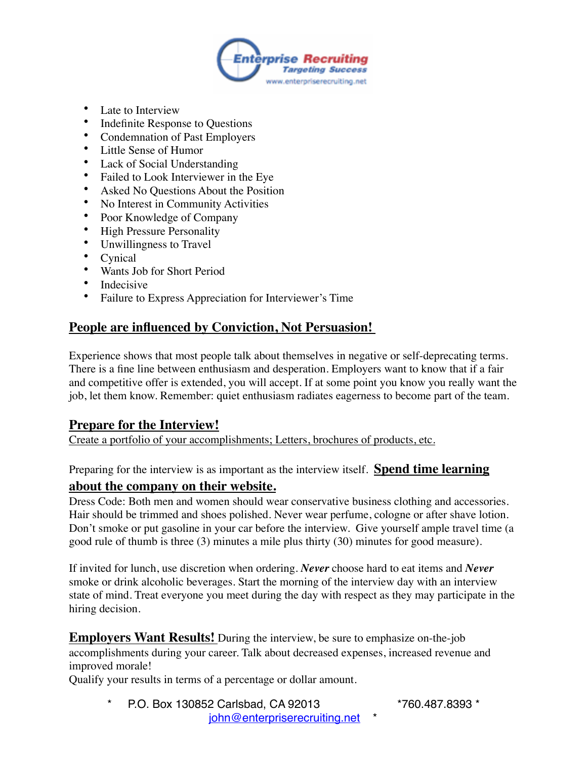- Late to Interview
- Indefinite Response to Questions
- Condemnation of Past Employers
- Little Sense of Humor
- Lack of Social Understanding
- Failed to Look Interviewer in the Eye
- Asked No Questions About the Position
- No Interest in Community Activities
- Poor Knowledge of Company
- High Pressure Personality
- Unwillingness to Travel
- Cynical
- Wants Job for Short Period
- Indecisive
- Failure to Express Appreciation for Interviewer's Time

## People are influenced by Conviction, Not Persuasion!

Experience shows that most people talk about themselves in negative or self-deprecating terms. There is a fine line between enthusiasm and desperation. Employers want to know that if a fair and competitive offer is extended, you will accept. If at some point you know you really want the job, let them know. Remember: quiet enthusiasm radiates eagerness to become part of the team.

## Prepare for the Interview!

Create a portfolio of your accomplishments; Letters, brochures of products, etc.

Preparing for the interview is as important as the interview itself. **Spend time learning about the company on their website.**

Dress Code: Both men and women should wear conservative business clothing and accessories. Hair should be trimmed and shoes polished. Never wear perfume, cologne or after shave lotion. Don't smoke or put gasoline in your car before the interview. Give yourself ample travel time (a good rule of thumb is three (3) minutes a mile plus thirty (30) minutes for good measure).

If invited for lunch, use discretion when ordering. ***Never*** choose hard to eat items and ***Never*** smoke or drink alcoholic beverages. Start the morning of the interview day with an interview state of mind. Treat everyone you meet during the day with respect as they may participate in the hiring decision.

**Employers Want Results!** During the interview, be sure to emphasize on-the-job accomplishments during your career. Talk about decreased expenses, increased revenue and improved morale!
Qualify your results in terms of a percentage or dollar amount.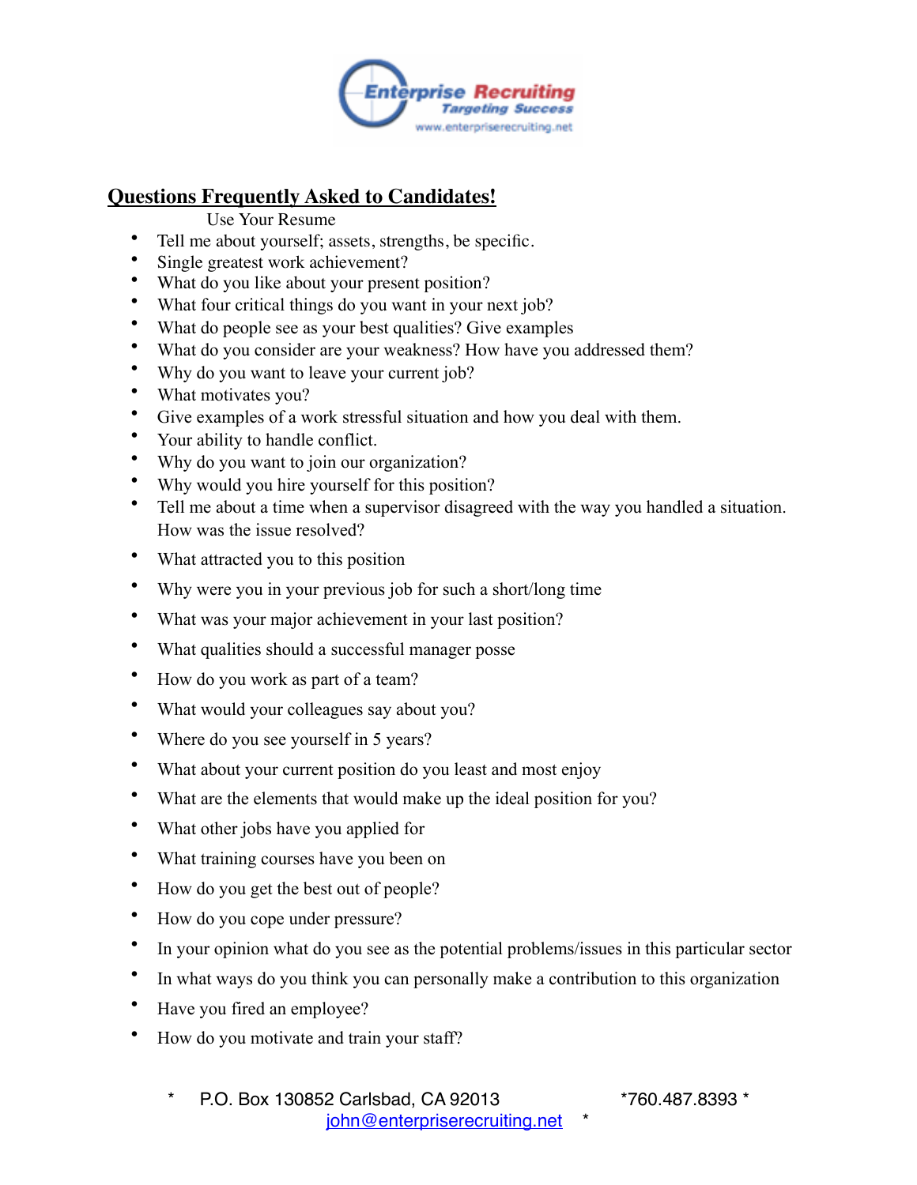Enterprise Recruiting
Targeting Success
www.enterpriserecruiting.net

## <u>Questions Frequently Asked to Candidates!</u>

Use Your Resume

- Tell me about yourself; assets, strengths, be specific.
- Single greatest work achievement?
- What do you like about your present position?
- What four critical things do you want in your next job?
- What do people see as your best qualities? Give examples
- What do you consider are your weakness? How have you addressed them?
- Why do you want to leave your current job?
- What motivates you?
- Give examples of a work stressful situation and how you deal with them.
- Your ability to handle conflict.
- Why do you want to join our organization?
- Why would you hire yourself for this position?
- Tell me about a time when a supervisor disagreed with the way you handled a situation. How was the issue resolved?
- What attracted you to this position
- Why were you in your previous job for such a short/long time
- What was your major achievement in your last position?
- What qualities should a successful manager posse
- How do you work as part of a team?
- What would your colleagues say about you?
- Where do you see yourself in 5 years?
- What about your current position do you least and most enjoy
- What are the elements that would make up the ideal position for you?
- What other jobs have you applied for
- What training courses have you been on
- How do you get the best out of people?
- How do you cope under pressure?
- In your opinion what do you see as the potential problems/issues in this particular sector
- In what ways do you think you can personally make a contribution to this organization
- Have you fired an employee?
- How do you motivate and train your staff?

\* P.O. Box 130852 Carlsbad, CA 92013 *760.487.8393 *
john@enterpriserecruiting.net *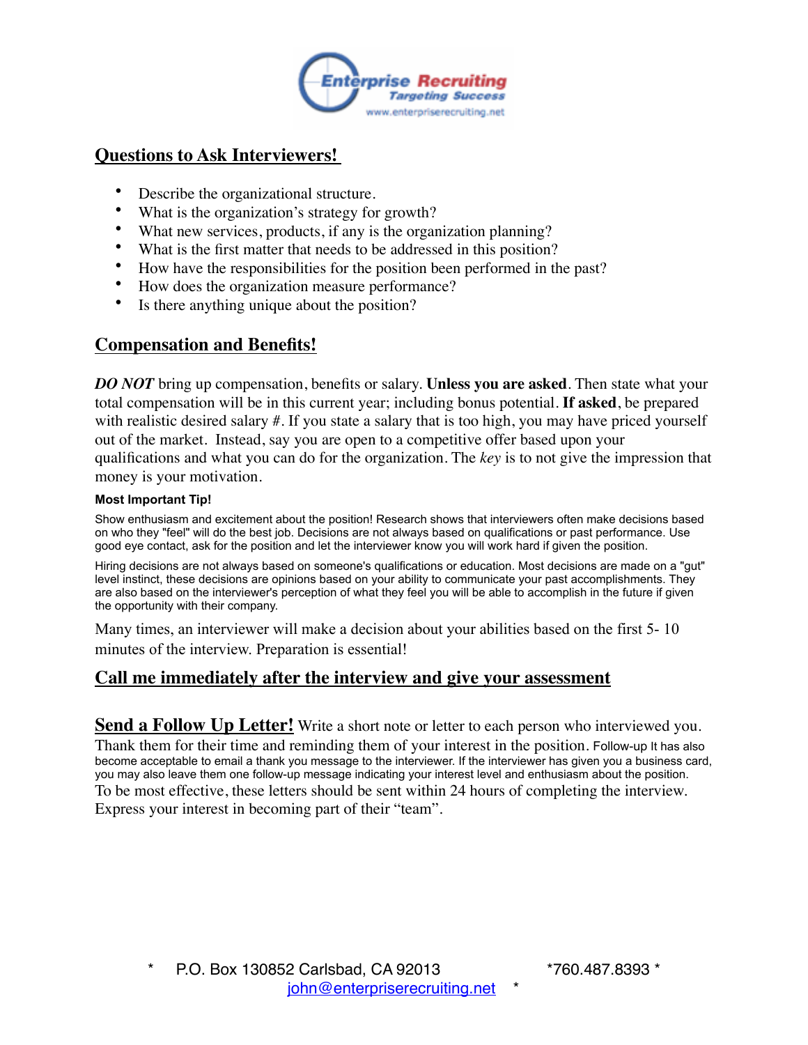## Questions to Ask Interviewers!

- Describe the organizational structure.
- What is the organization's strategy for growth?
- What new services, products, if any is the organization planning?
- What is the first matter that needs to be addressed in this position?
- How have the responsibilities for the position been performed in the past?
- How does the organization measure performance?
- Is there anything unique about the position?

## Compensation and Benefits!

***DO NOT*** bring up compensation, benefits or salary. **Unless you are asked**. Then state what your total compensation will be in this current year; including bonus potential. **If asked**, be prepared with realistic desired salary #. If you state a salary that is too high, you may have priced yourself out of the market. Instead, say you are open to a competitive offer based upon your qualifications and what you can do for the organization. The *key* is to not give the impression that money is your motivation.

**Most Important Tip!**

Show enthusiasm and excitement about the position! Research shows that interviewers often make decisions based on who they "feel" will do the best job. Decisions are not always based on qualifications or past performance. Use good eye contact, ask for the position and let the interviewer know you will work hard if given the position.

Hiring decisions are not always based on someone's qualifications or education. Most decisions are made on a "gut" level instinct, these decisions are opinions based on your ability to communicate your past accomplishments. They are also based on the interviewer's perception of what they feel you will be able to accomplish in the future if given the opportunity with their company.

Many times, an interviewer will make a decision about your abilities based on the first 5- 10 minutes of the interview. Preparation is essential!

## Call me immediately after the interview and give your assessment

**Send a Follow Up Letter!** Write a short note or letter to each person who interviewed you. Thank them for their time and reminding them of your interest in the position. Follow-up It has also become acceptable to email a thank you message to the interviewer. If the interviewer has given you a business card, you may also leave them one follow-up message indicating your interest level and enthusiasm about the position. To be most effective, these letters should be sent within 24 hours of completing the interview. Express your interest in becoming part of their "team".

* P.O. Box 130852 Carlsbad, CA 92013 *760.487.8393 *
john@enterpriserecruiting.net *